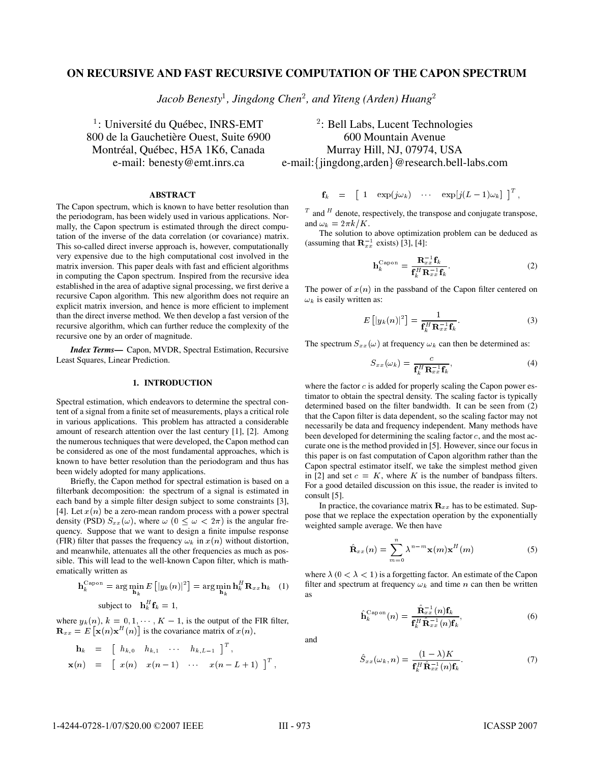# ON RECURSIVE AND FAST RECURSIVE COMPUTATION OF THE CAPON SPECTRUM

*Jacob Benesty*[1], *Jingdong Chen*[2], *and Yiteng (Arden) Huang*[2]

[1]: Université du Québec, INRS-EMT
800 de la Gauchetière Ouest, Suite 6900
Montréal, Québec, H5A 1K6, Canada
e-mail: benesty@emt.inrs.ca

[2]: Bell Labs, Lucent Technologies
600 Mountain Avenue
Murray Hill, NJ, 07974, USA
e-mail:{jingdong,arden}@research.bell-labs.com

## ABSTRACT

The Capon spectrum, which is known to have better resolution than the periodogram, has been widely used in various applications. Normally, the Capon spectrum is estimated through the direct computation of the inverse of the data correlation (or covariance) matrix. This so-called direct inverse approach is, however, computationally very expensive due to the high computational cost involved in the matrix inversion. This paper deals with fast and efficient algorithms in computing the Capon spectrum. Inspired from the recursive idea established in the area of adaptive signal processing, we first derive a recursive Capon algorithm. This new algorithm does not require an explicit matrix inversion, and hence is more efficient to implement than the direct inverse method. We then develop a fast version of the recursive algorithm, which can further reduce the complexity of the recursive one by an order of magnitude.

***Index Terms*—** Capon, MVDR, Spectral Estimation, Recursive Least Squares, Linear Prediction.

## 1. INTRODUCTION

Spectral estimation, which endeavors to determine the spectral content of a signal from a finite set of measurements, plays a critical role in various applications. This problem has attracted a considerable amount of research attention over the last century [1], [2]. Among the numerous techniques that were developed, the Capon method can be considered as one of the most fundamental approaches, which is known to have better resolution than the periodogram and thus has been widely adopted for many applications.

Briefly, the Capon method for spectral estimation is based on a filterbank decomposition: the spectrum of a signal is estimated in each band by a simple filter design subject to some constraints [3], [4]. Let $x(n)$ be a zero-mean random process with a power spectral density (PSD) $S_{xx}(\omega)$, where $\omega$ $(0 \leq \omega < 2\pi)$ is the angular frequency. Suppose that we want to design a finite impulse response (FIR) filter that passes the frequency $\omega_k$ in $x(n)$ without distortion, and meanwhile, attenuates all the other frequencies as much as possible. This will lead to the well-known Capon filter, which is mathematically written as

$$\mathbf{h}_k^{\text{Capon}} = \arg\min_{\mathbf{h}_k} E\left[|y_k(n)|^2\right] = \arg\min_{\mathbf{h}_k} \mathbf{h}_k^H \mathbf{R}_{xx} \mathbf{h}_k \quad (1)$$
$$\text{subject to} \quad \mathbf{h}_k^H \mathbf{f}_k = 1,$$

where $y_k(n)$, $k = 0, 1, \cdots, K-1$, is the output of the FIR filter, $\mathbf{R}_{xx} = E\left[\mathbf{x}(n)\mathbf{x}^H(n)\right]$ is the covariance matrix of $x(n)$,

$$\mathbf{h}_k = \left[\begin{array}{cccc} h_{k,0} & h_{k,1} & \cdots & h_{k,L-1} \end{array}\right]^T,$$
$$\mathbf{x}(n) = \left[\begin{array}{cccc} x(n) & x(n-1) & \cdots & x(n-L+1) \end{array}\right]^T,$$
$$\mathbf{f}_k = \left[\begin{array}{cccc} 1 & \exp(j\omega_k) & \cdots & \exp[j(L-1)\omega_k] \end{array}\right]^T,$$

$^T$ and $^H$ denote, respectively, the transpose and conjugate transpose, and $\omega_k = 2\pi k/K$.

The solution to above optimization problem can be deduced as (assuming that $\mathbf{R}_{xx}^{-1}$ exists) [3], [4]:

$$\mathbf{h}_k^{\text{Capon}} = \frac{\mathbf{R}_{xx}^{-1}\mathbf{f}_k}{\mathbf{f}_k^H \mathbf{R}_{xx}^{-1}\mathbf{f}_k}. \quad (2)$$

The power of $x(n)$ in the passband of the Capon filter centered on $\omega_k$ is easily written as:

$$E\left[|y_k(n)|^2\right] = \frac{1}{\mathbf{f}_k^H \mathbf{R}_{xx}^{-1}\mathbf{f}_k}. \quad (3)$$

The spectrum $S_{xx}(\omega)$ at frequency $\omega_k$ can then be determined as:

$$S_{xx}(\omega_k) = \frac{c}{\mathbf{f}_k^H \mathbf{R}_{xx}^{-1}\mathbf{f}_k}, \quad (4)$$

where the factor $c$ is added for properly scaling the Capon power estimator to obtain the spectral density. The scaling factor is typically determined based on the filter bandwidth. It can be seen from (2) that the Capon filter is data dependent, so the scaling factor may not necessarily be data and frequency independent. Many methods have been developed for determining the scaling factor $c$, and the most accurate one is the method provided in [5]. However, since our focus in this paper is on fast computation of Capon algorithm rather than the Capon spectral estimator itself, we take the simplest method given in [2] and set $c = K$, where $K$ is the number of bandpass filters. For a good detailed discussion on this issue, the reader is invited to consult [5].

In practice, the covariance matrix $\mathbf{R}_{xx}$ has to be estimated. Suppose that we replace the expectation operation by the exponentially weighted sample average. We then have

$$\hat{\mathbf{R}}_{xx}(n) = \sum_{m=0}^{n} \lambda^{n-m}\mathbf{x}(m)\mathbf{x}^H(m) \quad (5)$$

where $\lambda$ $(0 < \lambda < 1)$ is a forgetting factor. An estimate of the Capon filter and spectrum at frequency $\omega_k$ and time $n$ can then be written as

$$\hat{\mathbf{h}}_k^{\text{Capon}}(n) = \frac{\hat{\mathbf{R}}_{xx}^{-1}(n)\mathbf{f}_k}{\mathbf{f}_k^H \hat{\mathbf{R}}_{xx}^{-1}(n)\mathbf{f}_k}, \quad (6)$$

and

$$\hat{S}_{xx}(\omega_k, n) = \frac{(1-\lambda)K}{\mathbf{f}_k^H \hat{\mathbf{R}}_{xx}^{-1}(n)\mathbf{f}_k}. \quad (7)$$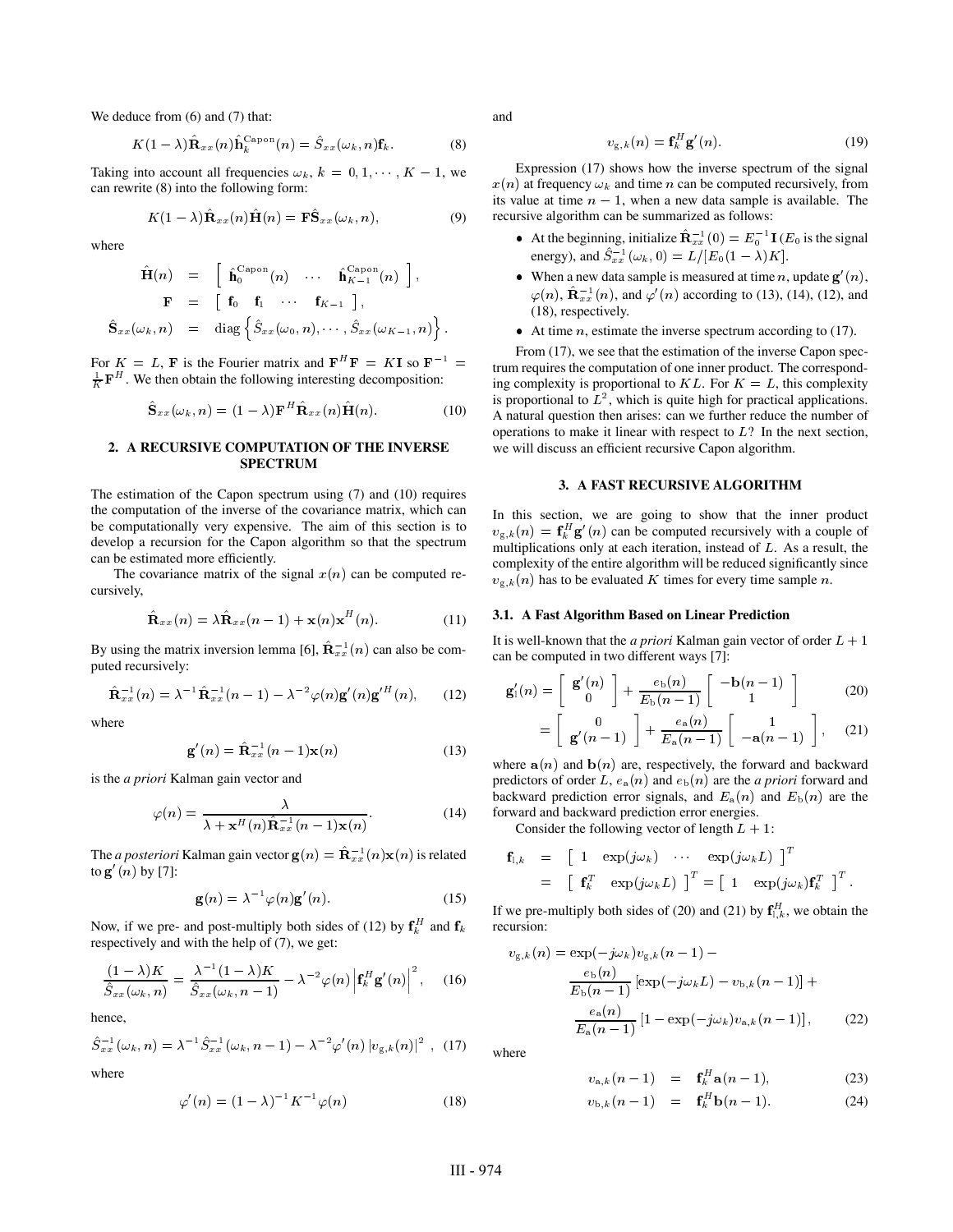We deduce from (6) and (7) that:

$$K(1-\lambda)\hat{\mathbf{R}}_{xx}(n)\hat{\mathbf{h}}_k^{\mathrm{Capon}}(n) = \hat{S}_{xx}(\omega_k, n)\mathbf{f}_k. \tag{8}$$

Taking into account all frequencies $\omega_k$, $k = 0, 1, \cdots, K-1$, we can rewrite (8) into the following form:

$$K(1-\lambda)\hat{\mathbf{R}}_{xx}(n)\hat{\mathbf{H}}(n) = \mathbf{F}\hat{\mathbf{S}}_{xx}(\omega_k, n), \tag{9}$$

where

$$\begin{aligned}
\hat{\mathbf{H}}(n) &= \begin{bmatrix} \hat{\mathbf{h}}_0^{\mathrm{Capon}}(n) & \cdots & \hat{\mathbf{h}}_{K-1}^{\mathrm{Capon}}(n) \end{bmatrix}, \\
\mathbf{F} &= \begin{bmatrix} \mathbf{f}_0 & \mathbf{f}_1 & \cdots & \mathbf{f}_{K-1} \end{bmatrix}, \\
\hat{\mathbf{S}}_{xx}(\omega_k, n) &= \mathrm{diag}\left\{ \hat{S}_{xx}(\omega_0, n), \cdots, \hat{S}_{xx}(\omega_{K-1}, n) \right\}.
\end{aligned}$$

For $K = L$, $\mathbf{F}$ is the Fourier matrix and $\mathbf{F}^H\mathbf{F} = K\mathbf{I}$ so $\mathbf{F}^{-1} = \frac{1}{K}\mathbf{F}^H$. We then obtain the following interesting decomposition:

$$\hat{\mathbf{S}}_{xx}(\omega_k, n) = (1-\lambda)\mathbf{F}^H\hat{\mathbf{R}}_{xx}(n)\hat{\mathbf{H}}(n). \tag{10}$$

## 2. A RECURSIVE COMPUTATION OF THE INVERSE SPECTRUM

The estimation of the Capon spectrum using (7) and (10) requires the computation of the inverse of the covariance matrix, which can be computationally very expensive. The aim of this section is to develop a recursion for the Capon algorithm so that the spectrum can be estimated more efficiently.

The covariance matrix of the signal $x(n)$ can be computed recursively,

$$\hat{\mathbf{R}}_{xx}(n) = \lambda\hat{\mathbf{R}}_{xx}(n-1) + \mathbf{x}(n)\mathbf{x}^H(n). \tag{11}$$

By using the matrix inversion lemma [6], $\hat{\mathbf{R}}_{xx}^{-1}(n)$ can also be computed recursively:

$$\hat{\mathbf{R}}_{xx}^{-1}(n) = \lambda^{-1}\hat{\mathbf{R}}_{xx}^{-1}(n-1) - \lambda^{-2}\varphi(n)\mathbf{g}'(n)\mathbf{g}'^H(n), \tag{12}$$

where

$$\mathbf{g}'(n) = \hat{\mathbf{R}}_{xx}^{-1}(n-1)\mathbf{x}(n) \tag{13}$$

is the *a priori* Kalman gain vector and

$$\varphi(n) = \frac{\lambda}{\lambda + \mathbf{x}^H(n)\hat{\mathbf{R}}_{xx}^{-1}(n-1)\mathbf{x}(n)}. \tag{14}$$

The *a posteriori* Kalman gain vector $\mathbf{g}(n) = \hat{\mathbf{R}}_{xx}^{-1}(n)\mathbf{x}(n)$ is related to $\mathbf{g}'(n)$ by [7]:

$$\mathbf{g}(n) = \lambda^{-1}\varphi(n)\mathbf{g}'(n). \tag{15}$$

Now, if we pre- and post-multiply both sides of (12) by $\mathbf{f}_k^H$ and $\mathbf{f}_k$ respectively and with the help of (7), we get:

$$\frac{(1-\lambda)K}{\hat{S}_{xx}(\omega_k, n)} = \frac{\lambda^{-1}(1-\lambda)K}{\hat{S}_{xx}(\omega_k, n-1)} - \lambda^{-2}\varphi(n)\left|\mathbf{f}_k^H\mathbf{g}'(n)\right|^2, \tag{16}$$

hence,

$$\hat{S}_{xx}^{-1}(\omega_k, n) = \lambda^{-1}\hat{S}_{xx}^{-1}(\omega_k, n-1) - \lambda^{-2}\varphi'(n)\left|v_{\mathrm{g},k}(n)\right|^2, \tag{17}$$

where

$$\varphi'(n) = (1-\lambda)^{-1}K^{-1}\varphi(n) \tag{18}$$

and

$$v_{\mathrm{g},k}(n) = \mathbf{f}_k^H\mathbf{g}'(n). \tag{19}$$

Expression (17) shows how the inverse spectrum of the signal $x(n)$ at frequency $\omega_k$ and time $n$ can be computed recursively, from its value at time $n-1$, when a new data sample is available. The recursive algorithm can be summarized as follows:

- At the beginning, initialize $\hat{\mathbf{R}}_{xx}^{-1}(0) = E_0^{-1}\mathbf{I}$ ($E_0$ is the signal energy), and $\hat{S}_{xx}^{-1}(\omega_k, 0) = L/[E_0(1-\lambda)K]$.
- When a new data sample is measured at time $n$, update $\mathbf{g}'(n)$, $\varphi(n)$, $\hat{\mathbf{R}}_{xx}^{-1}(n)$, and $\varphi'(n)$ according to (13), (14), (12), and (18), respectively.
- At time $n$, estimate the inverse spectrum according to (17).

From (17), we see that the estimation of the inverse Capon spectrum requires the computation of one inner product. The corresponding complexity is proportional to $KL$. For $K = L$, this complexity is proportional to $L^2$, which is quite high for practical applications. A natural question then arises: can we further reduce the number of operations to make it linear with respect to $L$? In the next section, we will discuss an efficient recursive Capon algorithm.

## 3. A FAST RECURSIVE ALGORITHM

In this section, we are going to show that the inner product $v_{\mathrm{g},k}(n) = \mathbf{f}_k^H\mathbf{g}'(n)$ can be computed recursively with a couple of multiplications only at each iteration, instead of $L$. As a result, the complexity of the entire algorithm will be reduced significantly since $v_{\mathrm{g},k}(n)$ has to be evaluated $K$ times for every time sample $n$.

### 3.1. A Fast Algorithm Based on Linear Prediction

It is well-known that the *a priori* Kalman gain vector of order $L+1$ can be computed in two different ways [7]:

$$\mathbf{g}_{\mathrm{l}}'(n) = \begin{bmatrix} \mathbf{g}'(n) \\ 0 \end{bmatrix} + \frac{e_{\mathrm{b}}(n)}{E_{\mathrm{b}}(n-1)}\begin{bmatrix} -\mathbf{b}(n-1) \\ 1 \end{bmatrix} \tag{20}$$

$$= \begin{bmatrix} 0 \\ \mathbf{g}'(n-1) \end{bmatrix} + \frac{e_{\mathrm{a}}(n)}{E_{\mathrm{a}}(n-1)}\begin{bmatrix} 1 \\ -\mathbf{a}(n-1) \end{bmatrix}, \tag{21}$$

where $\mathbf{a}(n)$ and $\mathbf{b}(n)$ are, respectively, the forward and backward predictors of order $L$, $e_{\mathrm{a}}(n)$ and $e_{\mathrm{b}}(n)$ are the *a priori* forward and backward prediction error signals, and $E_{\mathrm{a}}(n)$ and $E_{\mathrm{b}}(n)$ are the forward and backward prediction error energies.

Consider the following vector of length $L+1$:

$$\begin{aligned}
\mathbf{f}_{\mathrm{l},k} &= \begin{bmatrix} 1 & \exp(j\omega_k) & \cdots & \exp(j\omega_k L) \end{bmatrix}^T \\
&= \begin{bmatrix} \mathbf{f}_k^T & \exp(j\omega_k L) \end{bmatrix}^T = \begin{bmatrix} 1 & \exp(j\omega_k)\mathbf{f}_k^T \end{bmatrix}^T.
\end{aligned}$$

If we pre-multiply both sides of (20) and (21) by $\mathbf{f}_{\mathrm{l},k}^H$, we obtain the recursion:

$$\begin{aligned}
v_{\mathrm{g},k}(n) = {} & \exp(-j\omega_k)v_{\mathrm{g},k}(n-1) - \\
& \frac{e_{\mathrm{b}}(n)}{E_{\mathrm{b}}(n-1)}\left[\exp(-j\omega_k L) - v_{\mathrm{b},k}(n-1)\right] + \\
& \frac{e_{\mathrm{a}}(n)}{E_{\mathrm{a}}(n-1)}\left[1 - \exp(-j\omega_k)v_{\mathrm{a},k}(n-1)\right],
\end{aligned} \tag{22}$$

where

$$v_{\mathrm{a},k}(n-1) = \mathbf{f}_k^H\mathbf{a}(n-1), \tag{23}$$

$$v_{\mathrm{b},k}(n-1) = \mathbf{f}_k^H\mathbf{b}(n-1). \tag{24}$$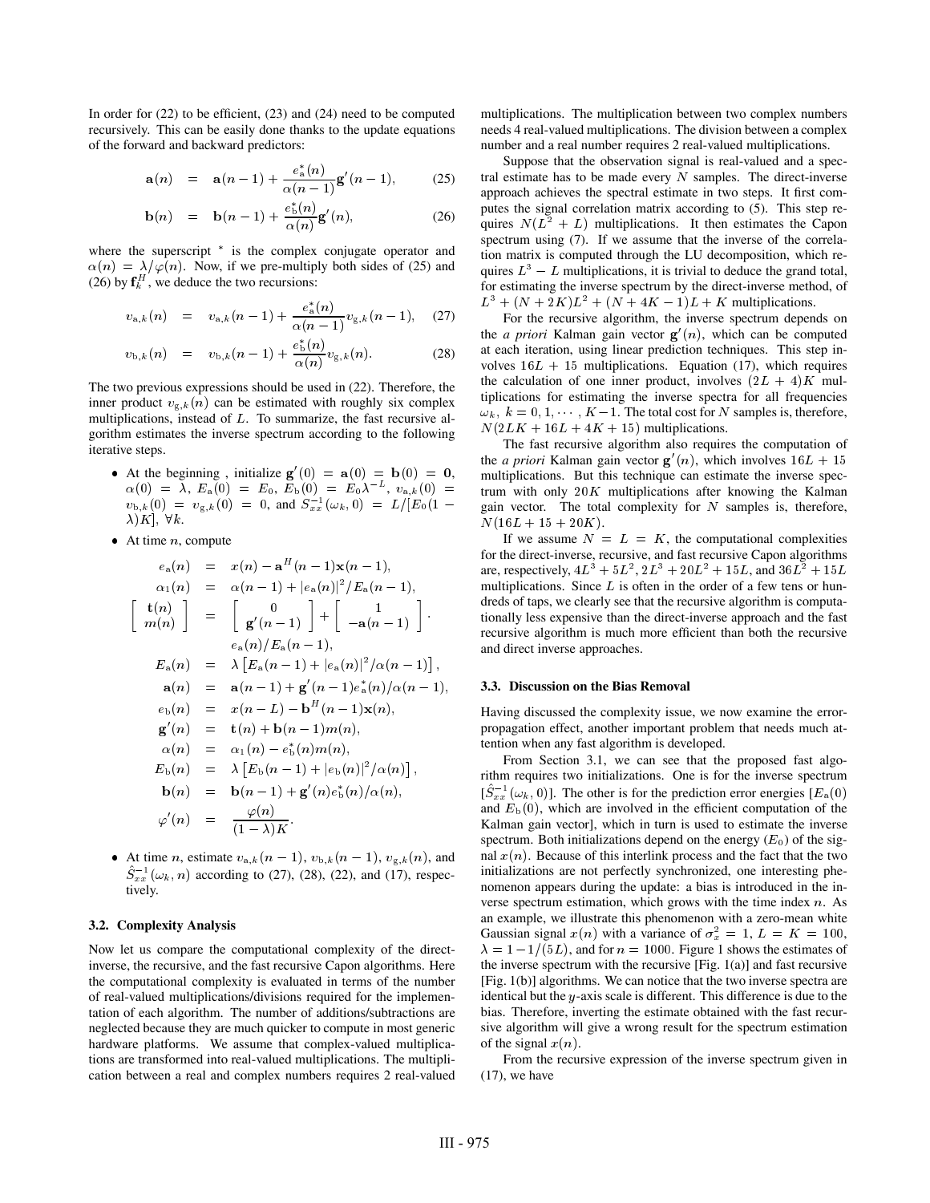In order for (22) to be efficient, (23) and (24) need to be computed recursively. This can be easily done thanks to the update equations of the forward and backward predictors:

$$\mathbf{a}(n) = \mathbf{a}(n-1) + \frac{e_{\mathrm{a}}^*(n)}{\alpha(n-1)}\mathbf{g}'(n-1), \qquad (25)$$

$$\mathbf{b}(n) = \mathbf{b}(n-1) + \frac{e_{\mathrm{b}}^*(n)}{\alpha(n)}\mathbf{g}'(n), \qquad (26)$$

where the superscript $^*$ is the complex conjugate operator and $\alpha(n) = \lambda/\varphi(n)$. Now, if we pre-multiply both sides of (25) and (26) by $\mathbf{f}_k^H$, we deduce the two recursions:

$$v_{\mathrm{a},k}(n) = v_{\mathrm{a},k}(n-1) + \frac{e_{\mathrm{a}}^*(n)}{\alpha(n-1)}v_{\mathrm{g},k}(n-1), \qquad (27)$$

$$v_{\mathrm{b},k}(n) = v_{\mathrm{b},k}(n-1) + \frac{e_{\mathrm{b}}^*(n)}{\alpha(n)}v_{\mathrm{g},k}(n). \qquad (28)$$

The two previous expressions should be used in (22). Therefore, the inner product $v_{\mathrm{g},k}(n)$ can be estimated with roughly six complex multiplications, instead of $L$. To summarize, the fast recursive algorithm estimates the inverse spectrum according to the following iterative steps.

- At the beginning , initialize $\mathbf{g}'(0) = \mathbf{a}(0) = \mathbf{b}(0) = \mathbf{0}$, $\alpha(0) = \lambda$, $E_{\mathrm{a}}(0) = E_0$, $E_{\mathrm{b}}(0) = E_0\lambda^{-L}$, $v_{\mathrm{a},k}(0) = v_{\mathrm{b},k}(0) = v_{\mathrm{g},k}(0) = 0$, and $S_{xx}^{-1}(\omega_k, 0) = L/[E_0(1-\lambda)K]$, $\forall k$.
- At time $n$, compute

$$\begin{aligned}
e_{\mathrm{a}}(n) &= x(n) - \mathbf{a}^H(n-1)\mathbf{x}(n-1),\\
\alpha_1(n) &= \alpha(n-1) + |e_{\mathrm{a}}(n)|^2/E_{\mathrm{a}}(n-1),\\
\begin{bmatrix} \mathbf{t}(n) \\ m(n) \end{bmatrix} &= \begin{bmatrix} 0 \\ \mathbf{g}'(n-1) \end{bmatrix} + \begin{bmatrix} 1 \\ -\mathbf{a}(n-1) \end{bmatrix}.\\
& \quad e_{\mathrm{a}}(n)/E_{\mathrm{a}}(n-1),\\
E_{\mathrm{a}}(n) &= \lambda\left[E_{\mathrm{a}}(n-1) + |e_{\mathrm{a}}(n)|^2/\alpha(n-1)\right],\\
\mathbf{a}(n) &= \mathbf{a}(n-1) + \mathbf{g}'(n-1)e_{\mathrm{a}}^*(n)/\alpha(n-1),\\
e_{\mathrm{b}}(n) &= x(n-L) - \mathbf{b}^H(n-1)\mathbf{x}(n),\\
\mathbf{g}'(n) &= \mathbf{t}(n) + \mathbf{b}(n-1)m(n),\\
\alpha(n) &= \alpha_1(n) - e_{\mathrm{b}}^*(n)m(n),\\
E_{\mathrm{b}}(n) &= \lambda\left[E_{\mathrm{b}}(n-1) + |e_{\mathrm{b}}(n)|^2/\alpha(n)\right],\\
\mathbf{b}(n) &= \mathbf{b}(n-1) + \mathbf{g}'(n)e_{\mathrm{b}}^*(n)/\alpha(n),\\
\varphi'(n) &= \frac{\varphi(n)}{(1-\lambda)K}.
\end{aligned}$$

- At time $n$, estimate $v_{\mathrm{a},k}(n-1)$, $v_{\mathrm{b},k}(n-1)$, $v_{\mathrm{g},k}(n)$, and $\hat{S}_{xx}^{-1}(\omega_k, n)$ according to (27), (28), (22), and (17), respectively.

### 3.2. Complexity Analysis

Now let us compare the computational complexity of the direct-inverse, the recursive, and the fast recursive Capon algorithms. Here the computational complexity is evaluated in terms of the number of real-valued multiplications/divisions required for the implementation of each algorithm. The number of additions/subtractions are neglected because they are much quicker to compute in most generic hardware platforms. We assume that complex-valued multiplications are transformed into real-valued multiplications. The multiplication between a real and complex numbers requires 2 real-valued multiplications. The multiplication between two complex numbers needs 4 real-valued multiplications. The division between a complex number and a real number requires 2 real-valued multiplications.

Suppose that the observation signal is real-valued and a spectral estimate has to be made every $N$ samples. The direct-inverse approach achieves the spectral estimate in two steps. It first computes the signal correlation matrix according to (5). This step requires $N(L^2 + L)$ multiplications. It then estimates the Capon spectrum using (7). If we assume that the inverse of the correlation matrix is computed through the LU decomposition, which requires $L^3 - L$ multiplications, it is trivial to deduce the grand total, for estimating the inverse spectrum by the direct-inverse method, of $L^3 + (N + 2K)L^2 + (N + 4K - 1)L + K$ multiplications.

For the recursive algorithm, the inverse spectrum depends on the *a priori* Kalman gain vector $\mathbf{g}'(n)$, which can be computed at each iteration, using linear prediction techniques. This step involves $16L + 15$ multiplications. Equation (17), which requires the calculation of one inner product, involves $(2L + 4)K$ multiplications for estimating the inverse spectra for all frequencies $\omega_k$, $k = 0, 1, \cdots, K-1$. The total cost for $N$ samples is, therefore, $N(2LK + 16L + 4K + 15)$ multiplications.

The fast recursive algorithm also requires the computation of the *a priori* Kalman gain vector $\mathbf{g}'(n)$, which involves $16L + 15$ multiplications. But this technique can estimate the inverse spectrum with only $20K$ multiplications after knowing the Kalman gain vector. The total complexity for $N$ samples is, therefore, $N(16L + 15 + 20K)$.

If we assume $N = L = K$, the computational complexities for the direct-inverse, recursive, and fast recursive Capon algorithms are, respectively, $4L^3 + 5L^2$, $2L^3 + 20L^2 + 15L$, and $36L^2 + 15L$ multiplications. Since $L$ is often in the order of a few tens or hundreds of taps, we clearly see that the recursive algorithm is computationally less expensive than the direct-inverse approach and the fast recursive algorithm is much more efficient than both the recursive and direct inverse approaches.

### 3.3. Discussion on the Bias Removal

Having discussed the complexity issue, we now examine the error-propagation effect, another important problem that needs much attention when any fast algorithm is developed.

From Section 3.1, we can see that the proposed fast algorithm requires two initializations. One is for the inverse spectrum $[\hat{S}_{xx}^{-1}(\omega_k, 0)]$. The other is for the prediction error energies $[E_{\mathrm{a}}(0)$ and $E_{\mathrm{b}}(0)$, which are involved in the efficient computation of the Kalman gain vector], which in turn is used to estimate the inverse spectrum. Both initializations depend on the energy ($E_0$) of the signal $x(n)$. Because of this interlink process and the fact that the two initializations are not perfectly synchronized, one interesting phenomenon appears during the update: a bias is introduced in the inverse spectrum estimation, which grows with the time index $n$. As an example, we illustrate this phenomenon with a zero-mean white Gaussian signal $x(n)$ with a variance of $\sigma_x^2 = 1$, $L = K = 100$, $\lambda = 1 - 1/(5L)$, and for $n = 1000$. Figure 1 shows the estimates of the inverse spectrum with the recursive [Fig. 1(a)] and fast recursive [Fig. 1(b)] algorithms. We can notice that the two inverse spectra are identical but the $y$-axis scale is different. This difference is due to the bias. Therefore, inverting the estimate obtained with the fast recursive algorithm will give a wrong result for the spectrum estimation of the signal $x(n)$.

From the recursive expression of the inverse spectrum given in (17), we have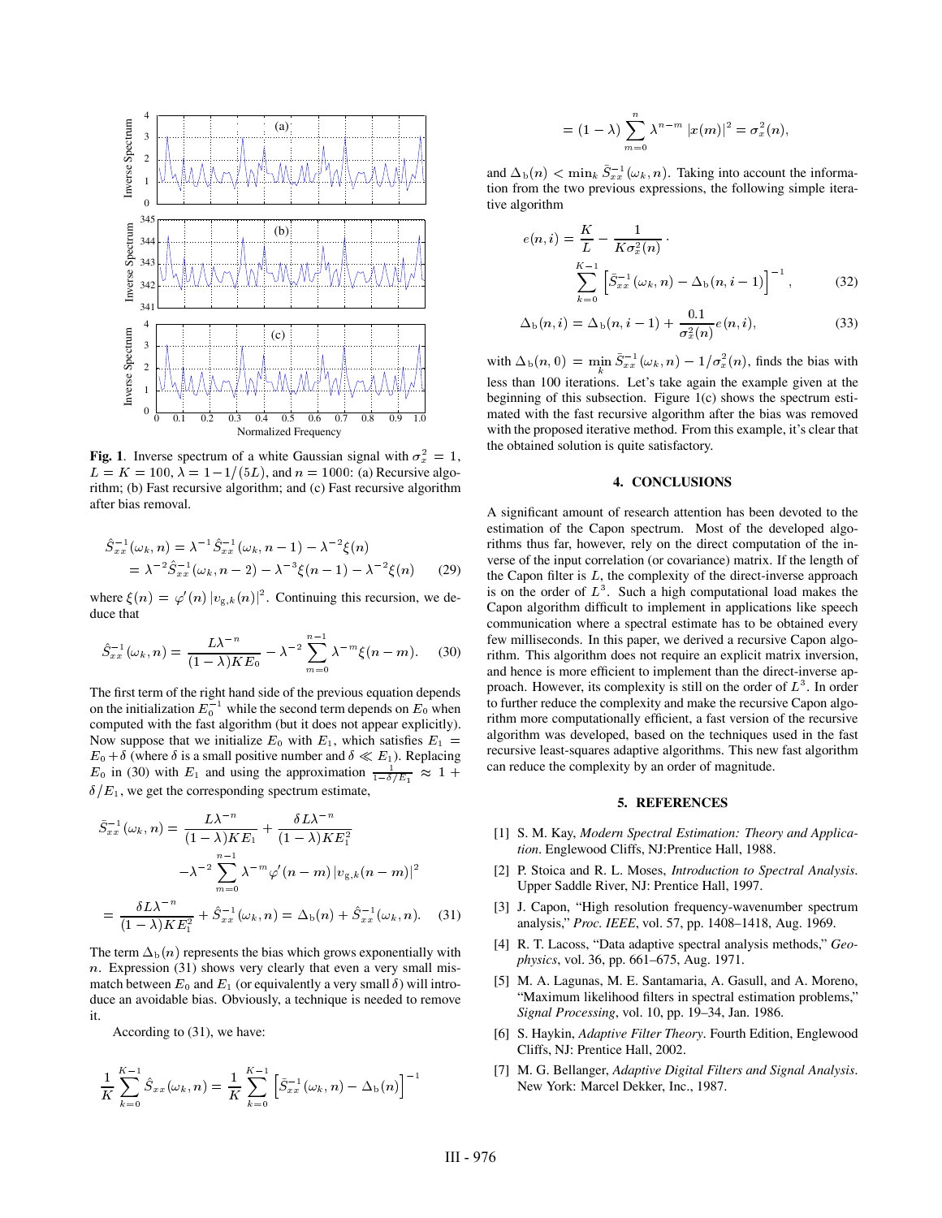Inverse Spectrum

(a)

4
3
2
1
0

Inverse Spectrum

(b)

345
344
343
342
341

Inverse Spectrum

(c)

4
3
2
1
0

0 0.1 0.2 0.3 0.4 0.5 0.6 0.7 0.8 0.9 1.0

Normalized Frequency

**Fig. 1**. Inverse spectrum of a white Gaussian signal with $\sigma_x^2 = 1$, $L = K = 100$, $\lambda = 1 - 1/(5L)$, and $n = 1000$: (a) Recursive algorithm; (b) Fast recursive algorithm; and (c) Fast recursive algorithm after bias removal.

$$
\begin{aligned}
\hat{S}_{xx}^{-1}(\omega_k, n) &= \lambda^{-1}\hat{S}_{xx}^{-1}(\omega_k, n-1) - \lambda^{-2}\xi(n) \\
&= \lambda^{-2}\hat{S}_{xx}^{-1}(\omega_k, n-2) - \lambda^{-3}\xi(n-1) - \lambda^{-2}\xi(n) \qquad (29)
\end{aligned}
$$

where $\xi(n) = \varphi'(n)\,|v_{g,k}(n)|^2$. Continuing this recursion, we deduce that

$$
\hat{S}_{xx}^{-1}(\omega_k, n) = \frac{L\lambda^{-n}}{(1-\lambda)KE_0} - \lambda^{-2}\sum_{m=0}^{n-1}\lambda^{-m}\xi(n-m). \qquad (30)
$$

The first term of the right hand side of the previous equation depends on the initialization $E_0^{-1}$ while the second term depends on $E_0$ when computed with the fast algorithm (but it does not appear explicitly). Now suppose that we initialize $E_0$ with $E_1$, which satisfies $E_1 = E_0 + \delta$ (where $\delta$ is a small positive number and $\delta \ll E_1$). Replacing $E_0$ in (30) with $E_1$ and using the approximation $\frac{1}{1-\delta/E_1} \approx 1 + \delta/E_1$, we get the corresponding spectrum estimate,

$$
\begin{aligned}
\bar{S}_{xx}^{-1}(\omega_k, n) &= \frac{L\lambda^{-n}}{(1-\lambda)KE_1} + \frac{\delta L\lambda^{-n}}{(1-\lambda)KE_1^2} \\
&\quad -\lambda^{-2}\sum_{m=0}^{n-1}\lambda^{-m}\varphi'(n-m)\,|v_{g,k}(n-m)|^2 \\
&= \frac{\delta L\lambda^{-n}}{(1-\lambda)KE_1^2} + \hat{S}_{xx}^{-1}(\omega_k, n) = \Delta_b(n) + \hat{S}_{xx}^{-1}(\omega_k, n). \qquad (31)
\end{aligned}
$$

The term $\Delta_b(n)$ represents the bias which grows exponentially with $n$. Expression (31) shows very clearly that even a very small mismatch between $E_0$ and $E_1$ (or equivalently a very small $\delta$) will introduce an avoidable bias. Obviously, a technique is needed to remove it.

According to (31), we have:

$$
\begin{aligned}
\frac{1}{K}\sum_{k=0}^{K-1}\hat{S}_{xx}(\omega_k, n) &= \frac{1}{K}\sum_{k=0}^{K-1}\left[\bar{S}_{xx}^{-1}(\omega_k, n) - \Delta_b(n)\right]^{-1} \\
&= (1-\lambda)\sum_{m=0}^{n}\lambda^{n-m}\,|x(m)|^2 = \sigma_x^2(n),
\end{aligned}
$$

and $\Delta_b(n) < \min_k \bar{S}_{xx}^{-1}(\omega_k, n)$. Taking into account the information from the two previous expressions, the following simple iterative algorithm

$$
\begin{aligned}
e(n,i) &= \frac{K}{L} - \frac{1}{K\sigma_x^2(n)} \cdot \\
&\quad \sum_{k=0}^{K-1}\left[\bar{S}_{xx}^{-1}(\omega_k, n) - \Delta_b(n, i-1)\right]^{-1}, \qquad (32)
\end{aligned}
$$

$$
\Delta_b(n,i) = \Delta_b(n, i-1) + \frac{0.1}{\sigma_x^2(n)}e(n,i), \qquad (33)
$$

with $\Delta_b(n,0) = \min_k \bar{S}_{xx}^{-1}(\omega_k, n) - 1/\sigma_x^2(n)$, finds the bias with less than 100 iterations. Let's take again the example given at the beginning of this subsection. Figure 1(c) shows the spectrum estimated with the fast recursive algorithm after the bias was removed with the proposed iterative method. From this example, it's clear that the obtained solution is quite satisfactory.

## 4. CONCLUSIONS

A significant amount of research attention has been devoted to the estimation of the Capon spectrum. Most of the developed algorithms thus far, however, rely on the direct computation of the inverse of the input correlation (or covariance) matrix. If the length of the Capon filter is $L$, the complexity of the direct-inverse approach is on the order of $L^3$. Such a high computational load makes the Capon algorithm difficult to implement in applications like speech communication where a spectral estimate has to be obtained every few milliseconds. In this paper, we derived a recursive Capon algorithm. This algorithm does not require an explicit matrix inversion, and hence is more efficient to implement than the direct-inverse approach. However, its complexity is still on the order of $L^3$. In order to further reduce the complexity and make the recursive Capon algorithm more computationally efficient, a fast version of the recursive algorithm was developed, based on the techniques used in the fast recursive least-squares adaptive algorithms. This new fast algorithm can reduce the complexity by an order of magnitude.

## 5. REFERENCES

[1] S. M. Kay, *Modern Spectral Estimation: Theory and Application*. Englewood Cliffs, NJ:Prentice Hall, 1988.

[2] P. Stoica and R. L. Moses, *Introduction to Spectral Analysis*. Upper Saddle River, NJ: Prentice Hall, 1997.

[3] J. Capon, "High resolution frequency-wavenumber spectrum analysis," *Proc. IEEE*, vol. 57, pp. 1408–1418, Aug. 1969.

[4] R. T. Lacoss, "Data adaptive spectral analysis methods," *Geophysics*, vol. 36, pp. 661–675, Aug. 1971.

[5] M. A. Lagunas, M. E. Santamaria, A. Gasull, and A. Moreno, "Maximum likelihood filters in spectral estimation problems," *Signal Processing*, vol. 10, pp. 19–34, Jan. 1986.

[6] S. Haykin, *Adaptive Filter Theory*. Fourth Edition, Englewood Cliffs, NJ: Prentice Hall, 2002.

[7] M. G. Bellanger, *Adaptive Digital Filters and Signal Analysis*. New York: Marcel Dekker, Inc., 1987.